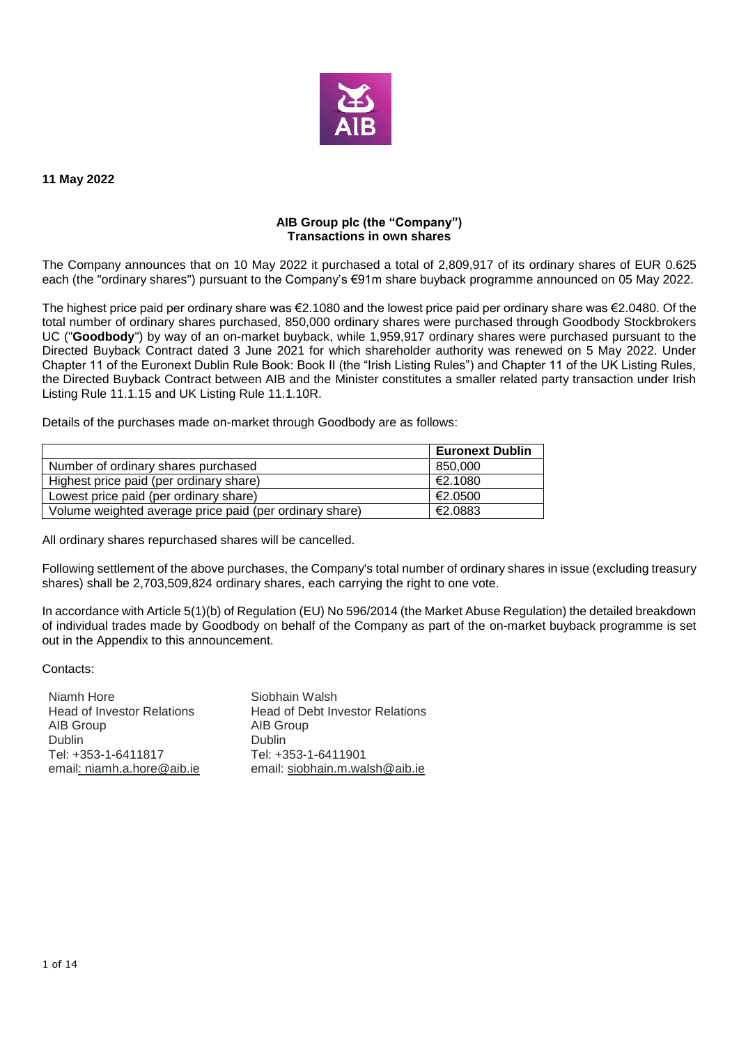**11 May 2022**

**AIB Group plc (the "Company")**
**Transactions in own shares**

The Company announces that on 10 May 2022 it purchased a total of 2,809,917 of its ordinary shares of EUR 0.625 each (the "ordinary shares") pursuant to the Company's €91m share buyback programme announced on 05 May 2022.

The highest price paid per ordinary share was €2.1080 and the lowest price paid per ordinary share was €2.0480. Of the total number of ordinary shares purchased, 850,000 ordinary shares were purchased through Goodbody Stockbrokers UC ("**Goodbody**") by way of an on-market buyback, while 1,959,917 ordinary shares were purchased pursuant to the Directed Buyback Contract dated 3 June 2021 for which shareholder authority was renewed on 5 May 2022. Under Chapter 11 of the Euronext Dublin Rule Book: Book II (the "Irish Listing Rules") and Chapter 11 of the UK Listing Rules, the Directed Buyback Contract between AIB and the Minister constitutes a smaller related party transaction under Irish Listing Rule 11.1.15 and UK Listing Rule 11.1.10R.

Details of the purchases made on-market through Goodbody are as follows:

| | **Euronext Dublin** |
|---|---|
| Number of ordinary shares purchased | 850,000 |
| Highest price paid (per ordinary share) | €2.1080 |
| Lowest price paid (per ordinary share) | €2.0500 |
| Volume weighted average price paid (per ordinary share) | €2.0883 |

All ordinary shares repurchased shares will be cancelled.

Following settlement of the above purchases, the Company's total number of ordinary shares in issue (excluding treasury shares) shall be 2,703,509,824 ordinary shares, each carrying the right to one vote.

In accordance with Article 5(1)(b) of Regulation (EU) No 596/2014 (the Market Abuse Regulation) the detailed breakdown of individual trades made by Goodbody on behalf of the Company as part of the on-market buyback programme is set out in the Appendix to this announcement.

Contacts:

Niamh Hore
Head of Investor Relations
AIB Group
Dublin
Tel: +353-1-6411817
email: niamh.a.hore@aib.ie

Siobhain Walsh
Head of Debt Investor Relations
AIB Group
Dublin
Tel: +353-1-6411901
email: siobhain.m.walsh@aib.ie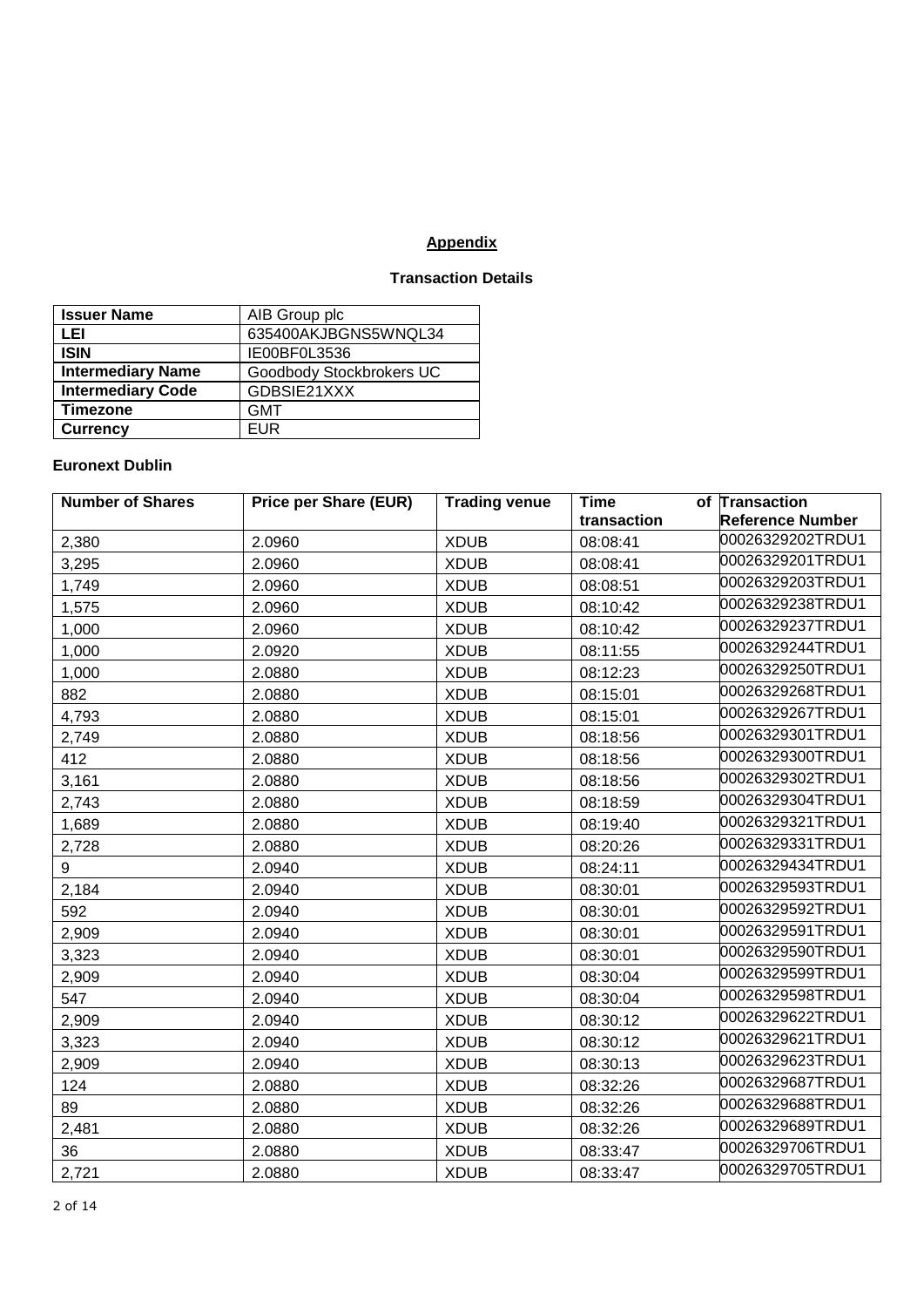**Appendix**

**Transaction Details**

| **Issuer Name** | AIB Group plc |
|---|---|
| **LEI** | 635400AKJBGNS5WNQL34 |
| **ISIN** | IE00BF0L3536 |
| **Intermediary Name** | Goodbody Stockbrokers UC |
| **Intermediary Code** | GDBSIE21XXX |
| **Timezone** | GMT |
| **Currency** | EUR |

**Euronext Dublin**

| Number of Shares | Price per Share (EUR) | Trading venue | Time of transaction | Transaction Reference Number |
|---|---|---|---|---|
| 2,380 | 2.0960 | XDUB | 08:08:41 | 00026329202TRDU1 |
| 3,295 | 2.0960 | XDUB | 08:08:41 | 00026329201TRDU1 |
| 1,749 | 2.0960 | XDUB | 08:08:51 | 00026329203TRDU1 |
| 1,575 | 2.0960 | XDUB | 08:10:42 | 00026329238TRDU1 |
| 1,000 | 2.0960 | XDUB | 08:10:42 | 00026329237TRDU1 |
| 1,000 | 2.0920 | XDUB | 08:11:55 | 00026329244TRDU1 |
| 1,000 | 2.0880 | XDUB | 08:12:23 | 00026329250TRDU1 |
| 882 | 2.0880 | XDUB | 08:15:01 | 00026329268TRDU1 |
| 4,793 | 2.0880 | XDUB | 08:15:01 | 00026329267TRDU1 |
| 2,749 | 2.0880 | XDUB | 08:18:56 | 00026329301TRDU1 |
| 412 | 2.0880 | XDUB | 08:18:56 | 00026329300TRDU1 |
| 3,161 | 2.0880 | XDUB | 08:18:56 | 00026329302TRDU1 |
| 2,743 | 2.0880 | XDUB | 08:18:59 | 00026329304TRDU1 |
| 1,689 | 2.0880 | XDUB | 08:19:40 | 00026329321TRDU1 |
| 2,728 | 2.0880 | XDUB | 08:20:26 | 00026329331TRDU1 |
| 9 | 2.0940 | XDUB | 08:24:11 | 00026329434TRDU1 |
| 2,184 | 2.0940 | XDUB | 08:30:01 | 00026329593TRDU1 |
| 592 | 2.0940 | XDUB | 08:30:01 | 00026329592TRDU1 |
| 2,909 | 2.0940 | XDUB | 08:30:01 | 00026329591TRDU1 |
| 3,323 | 2.0940 | XDUB | 08:30:01 | 00026329590TRDU1 |
| 2,909 | 2.0940 | XDUB | 08:30:04 | 00026329599TRDU1 |
| 547 | 2.0940 | XDUB | 08:30:04 | 00026329598TRDU1 |
| 2,909 | 2.0940 | XDUB | 08:30:12 | 00026329622TRDU1 |
| 3,323 | 2.0940 | XDUB | 08:30:12 | 00026329621TRDU1 |
| 2,909 | 2.0940 | XDUB | 08:30:13 | 00026329623TRDU1 |
| 124 | 2.0880 | XDUB | 08:32:26 | 00026329687TRDU1 |
| 89 | 2.0880 | XDUB | 08:32:26 | 00026329688TRDU1 |
| 2,481 | 2.0880 | XDUB | 08:32:26 | 00026329689TRDU1 |
| 36 | 2.0880 | XDUB | 08:33:47 | 00026329706TRDU1 |
| 2,721 | 2.0880 | XDUB | 08:33:47 | 00026329705TRDU1 |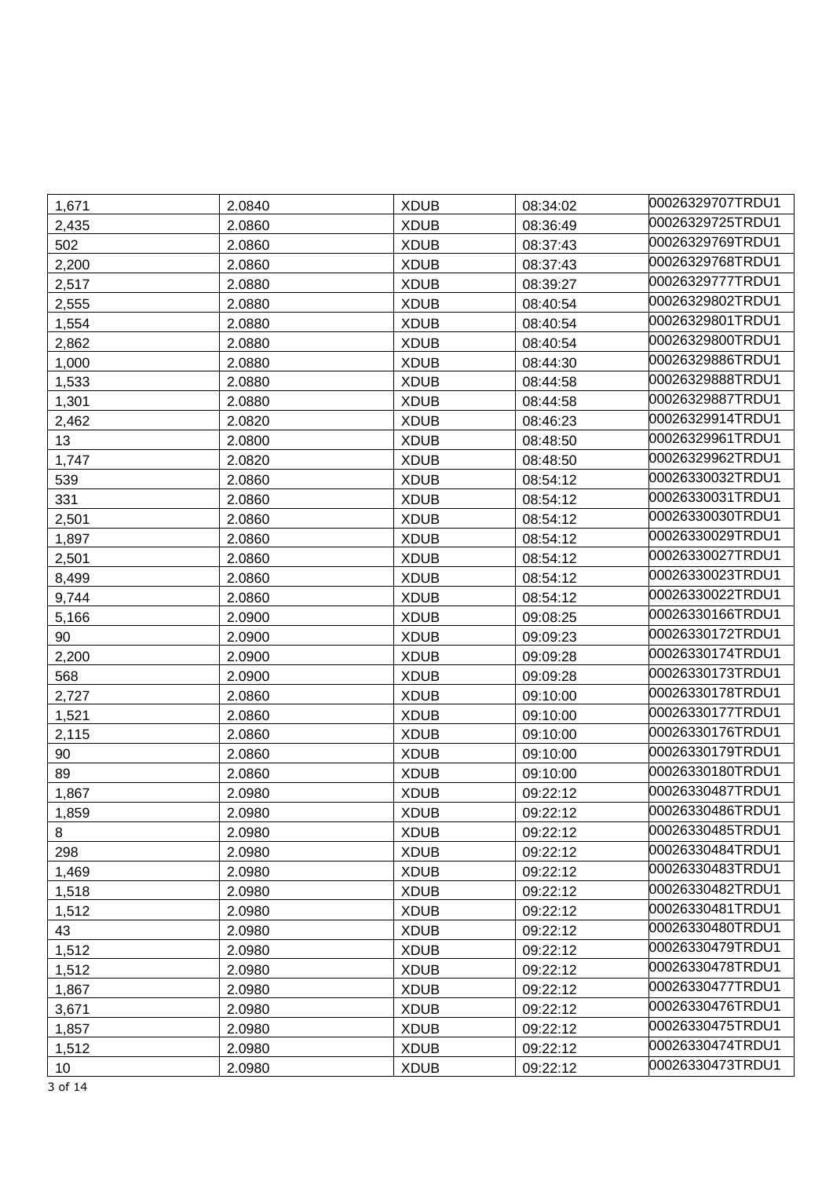| | | | | |
|---|---|---|---|---|
| 1,671 | 2.0840 | XDUB | 08:34:02 | 00026329707TRDU1 |
| 2,435 | 2.0860 | XDUB | 08:36:49 | 00026329725TRDU1 |
| 502 | 2.0860 | XDUB | 08:37:43 | 00026329769TRDU1 |
| 2,200 | 2.0860 | XDUB | 08:37:43 | 00026329768TRDU1 |
| 2,517 | 2.0880 | XDUB | 08:39:27 | 00026329777TRDU1 |
| 2,555 | 2.0880 | XDUB | 08:40:54 | 00026329802TRDU1 |
| 1,554 | 2.0880 | XDUB | 08:40:54 | 00026329801TRDU1 |
| 2,862 | 2.0880 | XDUB | 08:40:54 | 00026329800TRDU1 |
| 1,000 | 2.0880 | XDUB | 08:44:30 | 00026329886TRDU1 |
| 1,533 | 2.0880 | XDUB | 08:44:58 | 00026329888TRDU1 |
| 1,301 | 2.0880 | XDUB | 08:44:58 | 00026329887TRDU1 |
| 2,462 | 2.0820 | XDUB | 08:46:23 | 00026329914TRDU1 |
| 13 | 2.0800 | XDUB | 08:48:50 | 00026329961TRDU1 |
| 1,747 | 2.0820 | XDUB | 08:48:50 | 00026329962TRDU1 |
| 539 | 2.0860 | XDUB | 08:54:12 | 00026330032TRDU1 |
| 331 | 2.0860 | XDUB | 08:54:12 | 00026330031TRDU1 |
| 2,501 | 2.0860 | XDUB | 08:54:12 | 00026330030TRDU1 |
| 1,897 | 2.0860 | XDUB | 08:54:12 | 00026330029TRDU1 |
| 2,501 | 2.0860 | XDUB | 08:54:12 | 00026330027TRDU1 |
| 8,499 | 2.0860 | XDUB | 08:54:12 | 00026330023TRDU1 |
| 9,744 | 2.0860 | XDUB | 08:54:12 | 00026330022TRDU1 |
| 5,166 | 2.0900 | XDUB | 09:08:25 | 00026330166TRDU1 |
| 90 | 2.0900 | XDUB | 09:09:23 | 00026330172TRDU1 |
| 2,200 | 2.0900 | XDUB | 09:09:28 | 00026330174TRDU1 |
| 568 | 2.0900 | XDUB | 09:09:28 | 00026330173TRDU1 |
| 2,727 | 2.0860 | XDUB | 09:10:00 | 00026330178TRDU1 |
| 1,521 | 2.0860 | XDUB | 09:10:00 | 00026330177TRDU1 |
| 2,115 | 2.0860 | XDUB | 09:10:00 | 00026330176TRDU1 |
| 90 | 2.0860 | XDUB | 09:10:00 | 00026330179TRDU1 |
| 89 | 2.0860 | XDUB | 09:10:00 | 00026330180TRDU1 |
| 1,867 | 2.0980 | XDUB | 09:22:12 | 00026330487TRDU1 |
| 1,859 | 2.0980 | XDUB | 09:22:12 | 00026330486TRDU1 |
| 8 | 2.0980 | XDUB | 09:22:12 | 00026330485TRDU1 |
| 298 | 2.0980 | XDUB | 09:22:12 | 00026330484TRDU1 |
| 1,469 | 2.0980 | XDUB | 09:22:12 | 00026330483TRDU1 |
| 1,518 | 2.0980 | XDUB | 09:22:12 | 00026330482TRDU1 |
| 1,512 | 2.0980 | XDUB | 09:22:12 | 00026330481TRDU1 |
| 43 | 2.0980 | XDUB | 09:22:12 | 00026330480TRDU1 |
| 1,512 | 2.0980 | XDUB | 09:22:12 | 00026330479TRDU1 |
| 1,512 | 2.0980 | XDUB | 09:22:12 | 00026330478TRDU1 |
| 1,867 | 2.0980 | XDUB | 09:22:12 | 00026330477TRDU1 |
| 3,671 | 2.0980 | XDUB | 09:22:12 | 00026330476TRDU1 |
| 1,857 | 2.0980 | XDUB | 09:22:12 | 00026330475TRDU1 |
| 1,512 | 2.0980 | XDUB | 09:22:12 | 00026330474TRDU1 |
| 10 | 2.0980 | XDUB | 09:22:12 | 00026330473TRDU1 |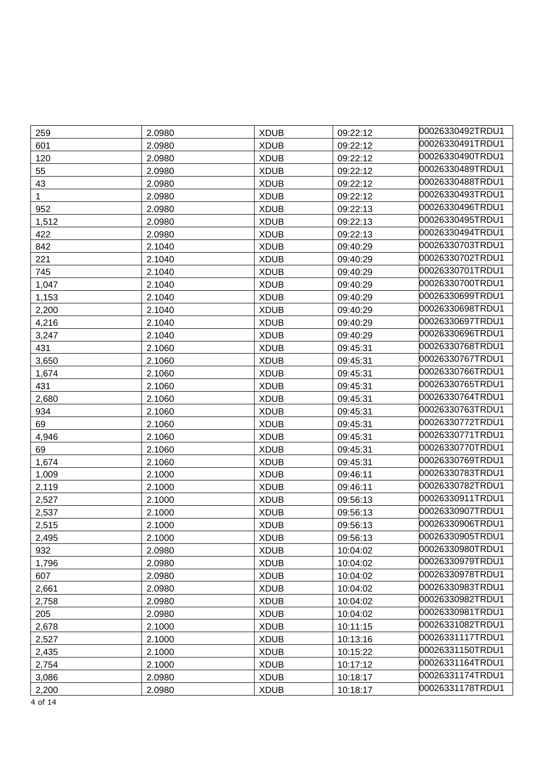| | | | | |
|---|---|---|---|---|
| 259 | 2.0980 | XDUB | 09:22:12 | 00026330492TRDU1 |
| 601 | 2.0980 | XDUB | 09:22:12 | 00026330491TRDU1 |
| 120 | 2.0980 | XDUB | 09:22:12 | 00026330490TRDU1 |
| 55 | 2.0980 | XDUB | 09:22:12 | 00026330489TRDU1 |
| 43 | 2.0980 | XDUB | 09:22:12 | 00026330488TRDU1 |
| 1 | 2.0980 | XDUB | 09:22:12 | 00026330493TRDU1 |
| 952 | 2.0980 | XDUB | 09:22:13 | 00026330496TRDU1 |
| 1,512 | 2.0980 | XDUB | 09:22:13 | 00026330495TRDU1 |
| 422 | 2.0980 | XDUB | 09:22:13 | 00026330494TRDU1 |
| 842 | 2.1040 | XDUB | 09:40:29 | 00026330703TRDU1 |
| 221 | 2.1040 | XDUB | 09:40:29 | 00026330702TRDU1 |
| 745 | 2.1040 | XDUB | 09:40:29 | 00026330701TRDU1 |
| 1,047 | 2.1040 | XDUB | 09:40:29 | 00026330700TRDU1 |
| 1,153 | 2.1040 | XDUB | 09:40:29 | 00026330699TRDU1 |
| 2,200 | 2.1040 | XDUB | 09:40:29 | 00026330698TRDU1 |
| 4,216 | 2.1040 | XDUB | 09:40:29 | 00026330697TRDU1 |
| 3,247 | 2.1040 | XDUB | 09:40:29 | 00026330696TRDU1 |
| 431 | 2.1060 | XDUB | 09:45:31 | 00026330768TRDU1 |
| 3,650 | 2.1060 | XDUB | 09:45:31 | 00026330767TRDU1 |
| 1,674 | 2.1060 | XDUB | 09:45:31 | 00026330766TRDU1 |
| 431 | 2.1060 | XDUB | 09:45:31 | 00026330765TRDU1 |
| 2,680 | 2.1060 | XDUB | 09:45:31 | 00026330764TRDU1 |
| 934 | 2.1060 | XDUB | 09:45:31 | 00026330763TRDU1 |
| 69 | 2.1060 | XDUB | 09:45:31 | 00026330772TRDU1 |
| 4,946 | 2.1060 | XDUB | 09:45:31 | 00026330771TRDU1 |
| 69 | 2.1060 | XDUB | 09:45:31 | 00026330770TRDU1 |
| 1,674 | 2.1060 | XDUB | 09:45:31 | 00026330769TRDU1 |
| 1,009 | 2.1000 | XDUB | 09:46:11 | 00026330783TRDU1 |
| 2,119 | 2.1000 | XDUB | 09:46:11 | 00026330782TRDU1 |
| 2,527 | 2.1000 | XDUB | 09:56:13 | 00026330911TRDU1 |
| 2,537 | 2.1000 | XDUB | 09:56:13 | 00026330907TRDU1 |
| 2,515 | 2.1000 | XDUB | 09:56:13 | 00026330906TRDU1 |
| 2,495 | 2.1000 | XDUB | 09:56:13 | 00026330905TRDU1 |
| 932 | 2.0980 | XDUB | 10:04:02 | 00026330980TRDU1 |
| 1,796 | 2.0980 | XDUB | 10:04:02 | 00026330979TRDU1 |
| 607 | 2.0980 | XDUB | 10:04:02 | 00026330978TRDU1 |
| 2,661 | 2.0980 | XDUB | 10:04:02 | 00026330983TRDU1 |
| 2,758 | 2.0980 | XDUB | 10:04:02 | 00026330982TRDU1 |
| 205 | 2.0980 | XDUB | 10:04:02 | 00026330981TRDU1 |
| 2,678 | 2.1000 | XDUB | 10:11:15 | 00026331082TRDU1 |
| 2,527 | 2.1000 | XDUB | 10:13:16 | 00026331117TRDU1 |
| 2,435 | 2.1000 | XDUB | 10:15:22 | 00026331150TRDU1 |
| 2,754 | 2.1000 | XDUB | 10:17:12 | 00026331164TRDU1 |
| 3,086 | 2.0980 | XDUB | 10:18:17 | 00026331174TRDU1 |
| 2,200 | 2.0980 | XDUB | 10:18:17 | 00026331178TRDU1 |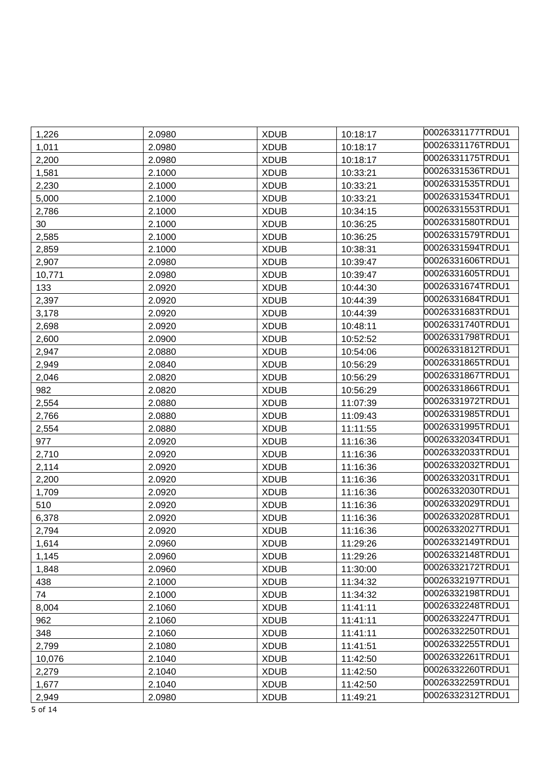| | | | | |
|---|---|---|---|---|
| 1,226 | 2.0980 | XDUB | 10:18:17 | 00026331177TRDU1 |
| 1,011 | 2.0980 | XDUB | 10:18:17 | 00026331176TRDU1 |
| 2,200 | 2.0980 | XDUB | 10:18:17 | 00026331175TRDU1 |
| 1,581 | 2.1000 | XDUB | 10:33:21 | 00026331536TRDU1 |
| 2,230 | 2.1000 | XDUB | 10:33:21 | 00026331535TRDU1 |
| 5,000 | 2.1000 | XDUB | 10:33:21 | 00026331534TRDU1 |
| 2,786 | 2.1000 | XDUB | 10:34:15 | 00026331553TRDU1 |
| 30 | 2.1000 | XDUB | 10:36:25 | 00026331580TRDU1 |
| 2,585 | 2.1000 | XDUB | 10:36:25 | 00026331579TRDU1 |
| 2,859 | 2.1000 | XDUB | 10:38:31 | 00026331594TRDU1 |
| 2,907 | 2.0980 | XDUB | 10:39:47 | 00026331606TRDU1 |
| 10,771 | 2.0980 | XDUB | 10:39:47 | 00026331605TRDU1 |
| 133 | 2.0920 | XDUB | 10:44:30 | 00026331674TRDU1 |
| 2,397 | 2.0920 | XDUB | 10:44:39 | 00026331684TRDU1 |
| 3,178 | 2.0920 | XDUB | 10:44:39 | 00026331683TRDU1 |
| 2,698 | 2.0920 | XDUB | 10:48:11 | 00026331740TRDU1 |
| 2,600 | 2.0900 | XDUB | 10:52:52 | 00026331798TRDU1 |
| 2,947 | 2.0880 | XDUB | 10:54:06 | 00026331812TRDU1 |
| 2,949 | 2.0840 | XDUB | 10:56:29 | 00026331865TRDU1 |
| 2,046 | 2.0820 | XDUB | 10:56:29 | 00026331867TRDU1 |
| 982 | 2.0820 | XDUB | 10:56:29 | 00026331866TRDU1 |
| 2,554 | 2.0880 | XDUB | 11:07:39 | 00026331972TRDU1 |
| 2,766 | 2.0880 | XDUB | 11:09:43 | 00026331985TRDU1 |
| 2,554 | 2.0880 | XDUB | 11:11:55 | 00026331995TRDU1 |
| 977 | 2.0920 | XDUB | 11:16:36 | 00026332034TRDU1 |
| 2,710 | 2.0920 | XDUB | 11:16:36 | 00026332033TRDU1 |
| 2,114 | 2.0920 | XDUB | 11:16:36 | 00026332032TRDU1 |
| 2,200 | 2.0920 | XDUB | 11:16:36 | 00026332031TRDU1 |
| 1,709 | 2.0920 | XDUB | 11:16:36 | 00026332030TRDU1 |
| 510 | 2.0920 | XDUB | 11:16:36 | 00026332029TRDU1 |
| 6,378 | 2.0920 | XDUB | 11:16:36 | 00026332028TRDU1 |
| 2,794 | 2.0920 | XDUB | 11:16:36 | 00026332027TRDU1 |
| 1,614 | 2.0960 | XDUB | 11:29:26 | 00026332149TRDU1 |
| 1,145 | 2.0960 | XDUB | 11:29:26 | 00026332148TRDU1 |
| 1,848 | 2.0960 | XDUB | 11:30:00 | 00026332172TRDU1 |
| 438 | 2.1000 | XDUB | 11:34:32 | 00026332197TRDU1 |
| 74 | 2.1000 | XDUB | 11:34:32 | 00026332198TRDU1 |
| 8,004 | 2.1060 | XDUB | 11:41:11 | 00026332248TRDU1 |
| 962 | 2.1060 | XDUB | 11:41:11 | 00026332247TRDU1 |
| 348 | 2.1060 | XDUB | 11:41:11 | 00026332250TRDU1 |
| 2,799 | 2.1080 | XDUB | 11:41:51 | 00026332255TRDU1 |
| 10,076 | 2.1040 | XDUB | 11:42:50 | 00026332261TRDU1 |
| 2,279 | 2.1040 | XDUB | 11:42:50 | 00026332260TRDU1 |
| 1,677 | 2.1040 | XDUB | 11:42:50 | 00026332259TRDU1 |
| 2,949 | 2.0980 | XDUB | 11:49:21 | 00026332312TRDU1 |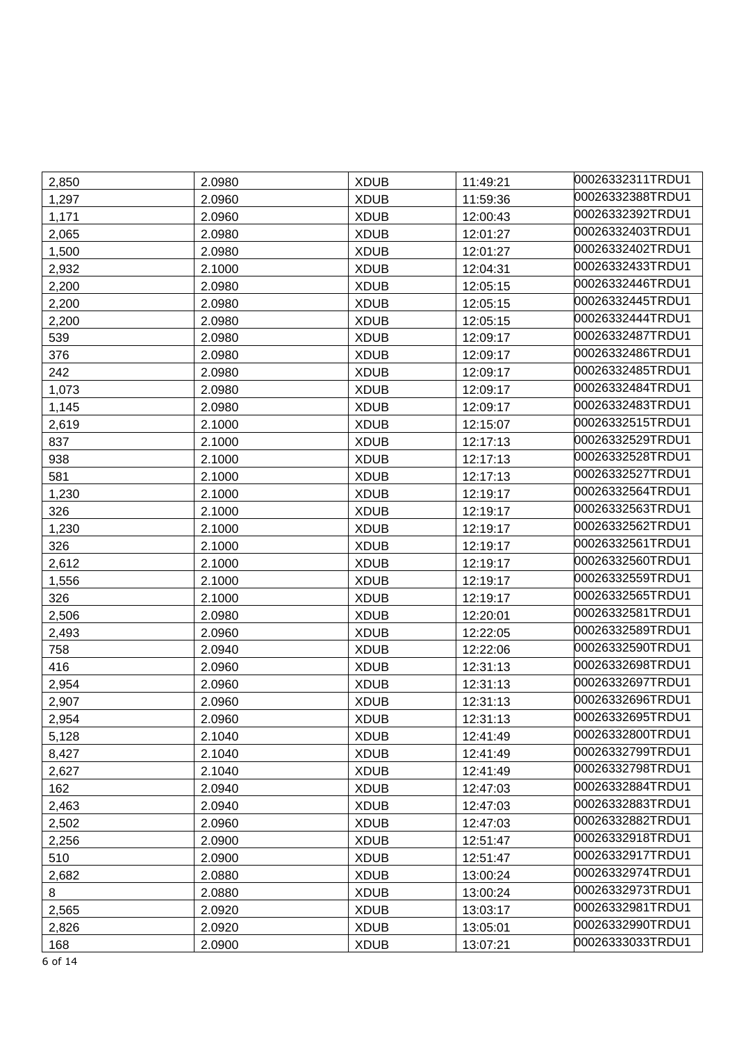| | | | | |
|---|---|---|---|---|
| 2,850 | 2.0980 | XDUB | 11:49:21 | 00026332311TRDU1 |
| 1,297 | 2.0960 | XDUB | 11:59:36 | 00026332388TRDU1 |
| 1,171 | 2.0960 | XDUB | 12:00:43 | 00026332392TRDU1 |
| 2,065 | 2.0980 | XDUB | 12:01:27 | 00026332403TRDU1 |
| 1,500 | 2.0980 | XDUB | 12:01:27 | 00026332402TRDU1 |
| 2,932 | 2.1000 | XDUB | 12:04:31 | 00026332433TRDU1 |
| 2,200 | 2.0980 | XDUB | 12:05:15 | 00026332446TRDU1 |
| 2,200 | 2.0980 | XDUB | 12:05:15 | 00026332445TRDU1 |
| 2,200 | 2.0980 | XDUB | 12:05:15 | 00026332444TRDU1 |
| 539 | 2.0980 | XDUB | 12:09:17 | 00026332487TRDU1 |
| 376 | 2.0980 | XDUB | 12:09:17 | 00026332486TRDU1 |
| 242 | 2.0980 | XDUB | 12:09:17 | 00026332485TRDU1 |
| 1,073 | 2.0980 | XDUB | 12:09:17 | 00026332484TRDU1 |
| 1,145 | 2.0980 | XDUB | 12:09:17 | 00026332483TRDU1 |
| 2,619 | 2.1000 | XDUB | 12:15:07 | 00026332515TRDU1 |
| 837 | 2.1000 | XDUB | 12:17:13 | 00026332529TRDU1 |
| 938 | 2.1000 | XDUB | 12:17:13 | 00026332528TRDU1 |
| 581 | 2.1000 | XDUB | 12:17:13 | 00026332527TRDU1 |
| 1,230 | 2.1000 | XDUB | 12:19:17 | 00026332564TRDU1 |
| 326 | 2.1000 | XDUB | 12:19:17 | 00026332563TRDU1 |
| 1,230 | 2.1000 | XDUB | 12:19:17 | 00026332562TRDU1 |
| 326 | 2.1000 | XDUB | 12:19:17 | 00026332561TRDU1 |
| 2,612 | 2.1000 | XDUB | 12:19:17 | 00026332560TRDU1 |
| 1,556 | 2.1000 | XDUB | 12:19:17 | 00026332559TRDU1 |
| 326 | 2.1000 | XDUB | 12:19:17 | 00026332565TRDU1 |
| 2,506 | 2.0980 | XDUB | 12:20:01 | 00026332581TRDU1 |
| 2,493 | 2.0960 | XDUB | 12:22:05 | 00026332589TRDU1 |
| 758 | 2.0940 | XDUB | 12:22:06 | 00026332590TRDU1 |
| 416 | 2.0960 | XDUB | 12:31:13 | 00026332698TRDU1 |
| 2,954 | 2.0960 | XDUB | 12:31:13 | 00026332697TRDU1 |
| 2,907 | 2.0960 | XDUB | 12:31:13 | 00026332696TRDU1 |
| 2,954 | 2.0960 | XDUB | 12:31:13 | 00026332695TRDU1 |
| 5,128 | 2.1040 | XDUB | 12:41:49 | 00026332800TRDU1 |
| 8,427 | 2.1040 | XDUB | 12:41:49 | 00026332799TRDU1 |
| 2,627 | 2.1040 | XDUB | 12:41:49 | 00026332798TRDU1 |
| 162 | 2.0940 | XDUB | 12:47:03 | 00026332884TRDU1 |
| 2,463 | 2.0940 | XDUB | 12:47:03 | 00026332883TRDU1 |
| 2,502 | 2.0960 | XDUB | 12:47:03 | 00026332882TRDU1 |
| 2,256 | 2.0900 | XDUB | 12:51:47 | 00026332918TRDU1 |
| 510 | 2.0900 | XDUB | 12:51:47 | 00026332917TRDU1 |
| 2,682 | 2.0880 | XDUB | 13:00:24 | 00026332974TRDU1 |
| 8 | 2.0880 | XDUB | 13:00:24 | 00026332973TRDU1 |
| 2,565 | 2.0920 | XDUB | 13:03:17 | 00026332981TRDU1 |
| 2,826 | 2.0920 | XDUB | 13:05:01 | 00026332990TRDU1 |
| 168 | 2.0900 | XDUB | 13:07:21 | 00026333033TRDU1 |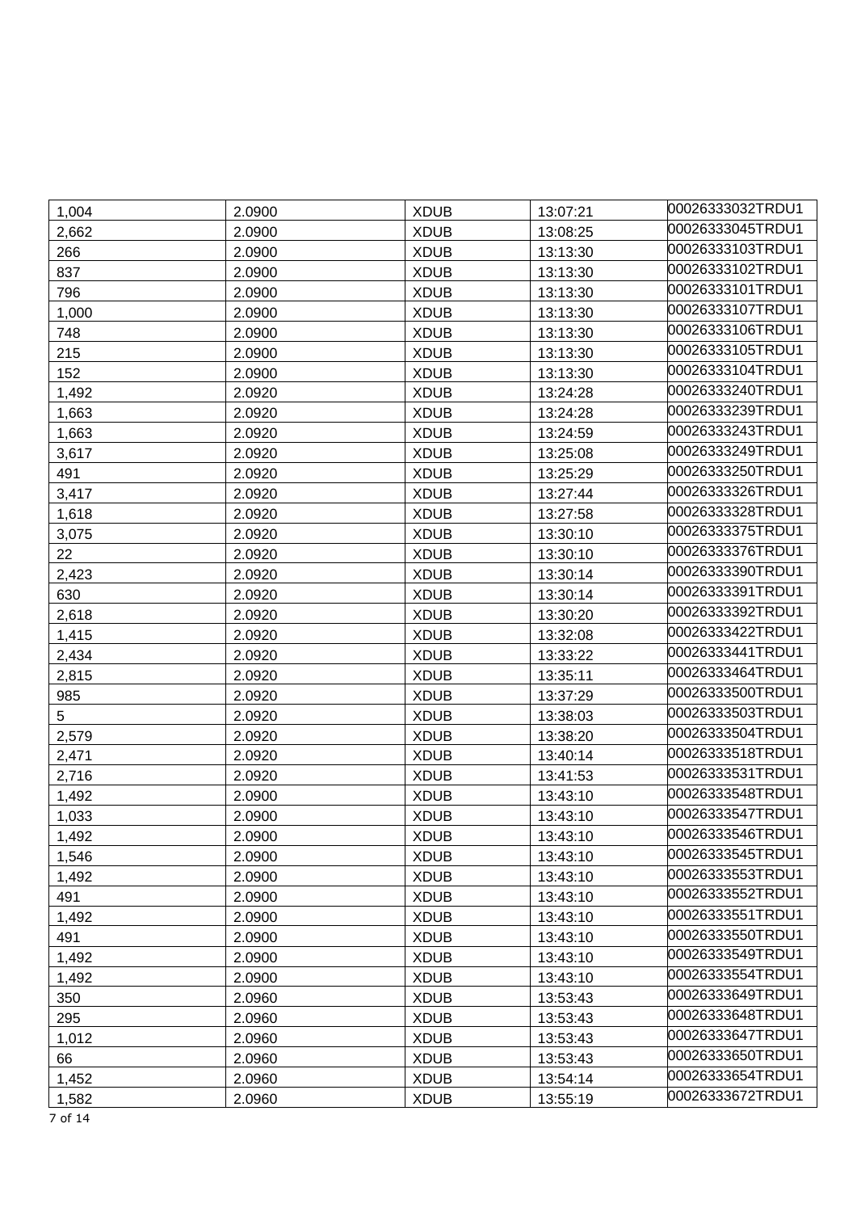| | | | | |
|---|---|---|---|---|
| 1,004 | 2.0900 | XDUB | 13:07:21 | 00026333032TRDU1 |
| 2,662 | 2.0900 | XDUB | 13:08:25 | 00026333045TRDU1 |
| 266 | 2.0900 | XDUB | 13:13:30 | 00026333103TRDU1 |
| 837 | 2.0900 | XDUB | 13:13:30 | 00026333102TRDU1 |
| 796 | 2.0900 | XDUB | 13:13:30 | 00026333101TRDU1 |
| 1,000 | 2.0900 | XDUB | 13:13:30 | 00026333107TRDU1 |
| 748 | 2.0900 | XDUB | 13:13:30 | 00026333106TRDU1 |
| 215 | 2.0900 | XDUB | 13:13:30 | 00026333105TRDU1 |
| 152 | 2.0900 | XDUB | 13:13:30 | 00026333104TRDU1 |
| 1,492 | 2.0920 | XDUB | 13:24:28 | 00026333240TRDU1 |
| 1,663 | 2.0920 | XDUB | 13:24:28 | 00026333239TRDU1 |
| 1,663 | 2.0920 | XDUB | 13:24:59 | 00026333243TRDU1 |
| 3,617 | 2.0920 | XDUB | 13:25:08 | 00026333249TRDU1 |
| 491 | 2.0920 | XDUB | 13:25:29 | 00026333250TRDU1 |
| 3,417 | 2.0920 | XDUB | 13:27:44 | 00026333326TRDU1 |
| 1,618 | 2.0920 | XDUB | 13:27:58 | 00026333328TRDU1 |
| 3,075 | 2.0920 | XDUB | 13:30:10 | 00026333375TRDU1 |
| 22 | 2.0920 | XDUB | 13:30:10 | 00026333376TRDU1 |
| 2,423 | 2.0920 | XDUB | 13:30:14 | 00026333390TRDU1 |
| 630 | 2.0920 | XDUB | 13:30:14 | 00026333391TRDU1 |
| 2,618 | 2.0920 | XDUB | 13:30:20 | 00026333392TRDU1 |
| 1,415 | 2.0920 | XDUB | 13:32:08 | 00026333422TRDU1 |
| 2,434 | 2.0920 | XDUB | 13:33:22 | 00026333441TRDU1 |
| 2,815 | 2.0920 | XDUB | 13:35:11 | 00026333464TRDU1 |
| 985 | 2.0920 | XDUB | 13:37:29 | 00026333500TRDU1 |
| 5 | 2.0920 | XDUB | 13:38:03 | 00026333503TRDU1 |
| 2,579 | 2.0920 | XDUB | 13:38:20 | 00026333504TRDU1 |
| 2,471 | 2.0920 | XDUB | 13:40:14 | 00026333518TRDU1 |
| 2,716 | 2.0920 | XDUB | 13:41:53 | 00026333531TRDU1 |
| 1,492 | 2.0900 | XDUB | 13:43:10 | 00026333548TRDU1 |
| 1,033 | 2.0900 | XDUB | 13:43:10 | 00026333547TRDU1 |
| 1,492 | 2.0900 | XDUB | 13:43:10 | 00026333546TRDU1 |
| 1,546 | 2.0900 | XDUB | 13:43:10 | 00026333545TRDU1 |
| 1,492 | 2.0900 | XDUB | 13:43:10 | 00026333553TRDU1 |
| 491 | 2.0900 | XDUB | 13:43:10 | 00026333552TRDU1 |
| 1,492 | 2.0900 | XDUB | 13:43:10 | 00026333551TRDU1 |
| 491 | 2.0900 | XDUB | 13:43:10 | 00026333550TRDU1 |
| 1,492 | 2.0900 | XDUB | 13:43:10 | 00026333549TRDU1 |
| 1,492 | 2.0900 | XDUB | 13:43:10 | 00026333554TRDU1 |
| 350 | 2.0960 | XDUB | 13:53:43 | 00026333649TRDU1 |
| 295 | 2.0960 | XDUB | 13:53:43 | 00026333648TRDU1 |
| 1,012 | 2.0960 | XDUB | 13:53:43 | 00026333647TRDU1 |
| 66 | 2.0960 | XDUB | 13:53:43 | 00026333650TRDU1 |
| 1,452 | 2.0960 | XDUB | 13:54:14 | 00026333654TRDU1 |
| 1,582 | 2.0960 | XDUB | 13:55:19 | 00026333672TRDU1 |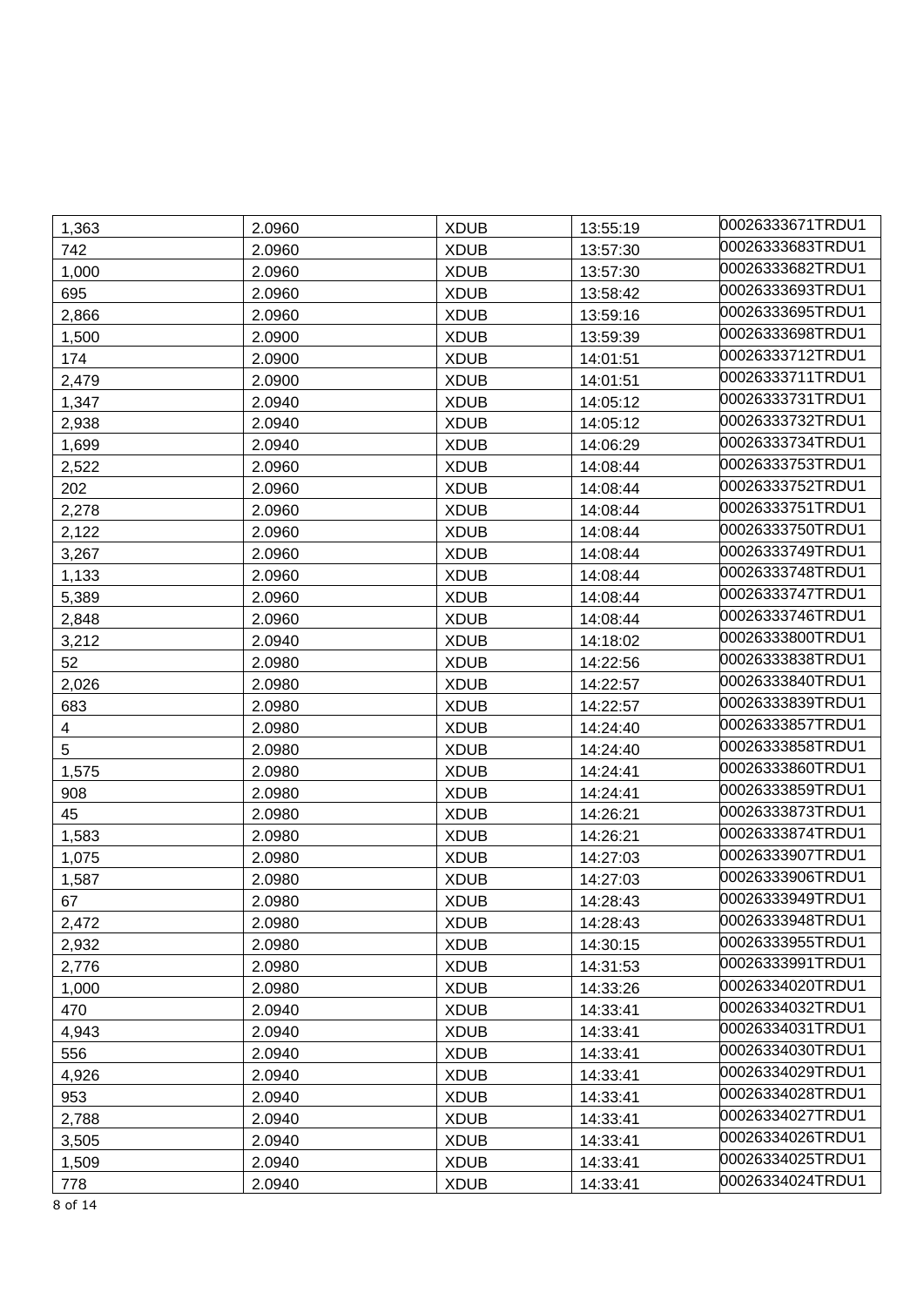| | | | | |
|---|---|---|---|---|
| 1,363 | 2.0960 | XDUB | 13:55:19 | 00026333671TRDU1 |
| 742 | 2.0960 | XDUB | 13:57:30 | 00026333683TRDU1 |
| 1,000 | 2.0960 | XDUB | 13:57:30 | 00026333682TRDU1 |
| 695 | 2.0960 | XDUB | 13:58:42 | 00026333693TRDU1 |
| 2,866 | 2.0960 | XDUB | 13:59:16 | 00026333695TRDU1 |
| 1,500 | 2.0900 | XDUB | 13:59:39 | 00026333698TRDU1 |
| 174 | 2.0900 | XDUB | 14:01:51 | 00026333712TRDU1 |
| 2,479 | 2.0900 | XDUB | 14:01:51 | 00026333711TRDU1 |
| 1,347 | 2.0940 | XDUB | 14:05:12 | 00026333731TRDU1 |
| 2,938 | 2.0940 | XDUB | 14:05:12 | 00026333732TRDU1 |
| 1,699 | 2.0940 | XDUB | 14:06:29 | 00026333734TRDU1 |
| 2,522 | 2.0960 | XDUB | 14:08:44 | 00026333753TRDU1 |
| 202 | 2.0960 | XDUB | 14:08:44 | 00026333752TRDU1 |
| 2,278 | 2.0960 | XDUB | 14:08:44 | 00026333751TRDU1 |
| 2,122 | 2.0960 | XDUB | 14:08:44 | 00026333750TRDU1 |
| 3,267 | 2.0960 | XDUB | 14:08:44 | 00026333749TRDU1 |
| 1,133 | 2.0960 | XDUB | 14:08:44 | 00026333748TRDU1 |
| 5,389 | 2.0960 | XDUB | 14:08:44 | 00026333747TRDU1 |
| 2,848 | 2.0960 | XDUB | 14:08:44 | 00026333746TRDU1 |
| 3,212 | 2.0940 | XDUB | 14:18:02 | 00026333800TRDU1 |
| 52 | 2.0980 | XDUB | 14:22:56 | 00026333838TRDU1 |
| 2,026 | 2.0980 | XDUB | 14:22:57 | 00026333840TRDU1 |
| 683 | 2.0980 | XDUB | 14:22:57 | 00026333839TRDU1 |
| 4 | 2.0980 | XDUB | 14:24:40 | 00026333857TRDU1 |
| 5 | 2.0980 | XDUB | 14:24:40 | 00026333858TRDU1 |
| 1,575 | 2.0980 | XDUB | 14:24:41 | 00026333860TRDU1 |
| 908 | 2.0980 | XDUB | 14:24:41 | 00026333859TRDU1 |
| 45 | 2.0980 | XDUB | 14:26:21 | 00026333873TRDU1 |
| 1,583 | 2.0980 | XDUB | 14:26:21 | 00026333874TRDU1 |
| 1,075 | 2.0980 | XDUB | 14:27:03 | 00026333907TRDU1 |
| 1,587 | 2.0980 | XDUB | 14:27:03 | 00026333906TRDU1 |
| 67 | 2.0980 | XDUB | 14:28:43 | 00026333949TRDU1 |
| 2,472 | 2.0980 | XDUB | 14:28:43 | 00026333948TRDU1 |
| 2,932 | 2.0980 | XDUB | 14:30:15 | 00026333955TRDU1 |
| 2,776 | 2.0980 | XDUB | 14:31:53 | 00026333991TRDU1 |
| 1,000 | 2.0980 | XDUB | 14:33:26 | 00026334020TRDU1 |
| 470 | 2.0940 | XDUB | 14:33:41 | 00026334032TRDU1 |
| 4,943 | 2.0940 | XDUB | 14:33:41 | 00026334031TRDU1 |
| 556 | 2.0940 | XDUB | 14:33:41 | 00026334030TRDU1 |
| 4,926 | 2.0940 | XDUB | 14:33:41 | 00026334029TRDU1 |
| 953 | 2.0940 | XDUB | 14:33:41 | 00026334028TRDU1 |
| 2,788 | 2.0940 | XDUB | 14:33:41 | 00026334027TRDU1 |
| 3,505 | 2.0940 | XDUB | 14:33:41 | 00026334026TRDU1 |
| 1,509 | 2.0940 | XDUB | 14:33:41 | 00026334025TRDU1 |
| 778 | 2.0940 | XDUB | 14:33:41 | 00026334024TRDU1 |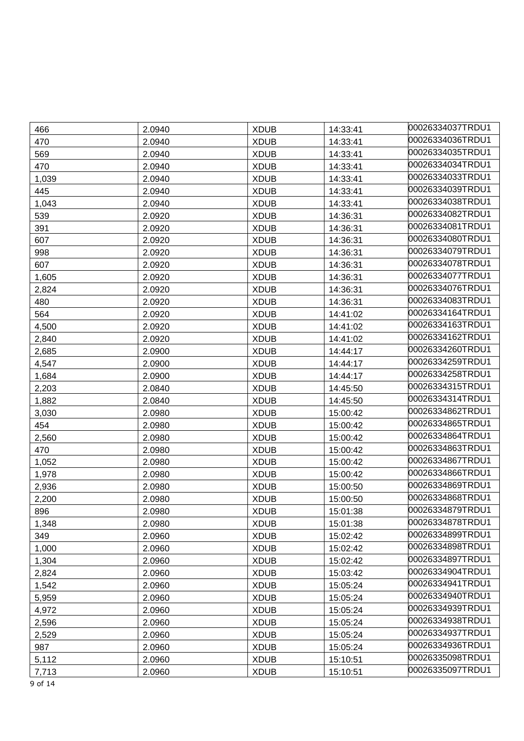| 466 | 2.0940 | XDUB | 14:33:41 | 00026334037TRDU1 |
|---|---|---|---|---|
| 470 | 2.0940 | XDUB | 14:33:41 | 00026334036TRDU1 |
| 569 | 2.0940 | XDUB | 14:33:41 | 00026334035TRDU1 |
| 470 | 2.0940 | XDUB | 14:33:41 | 00026334034TRDU1 |
| 1,039 | 2.0940 | XDUB | 14:33:41 | 00026334033TRDU1 |
| 445 | 2.0940 | XDUB | 14:33:41 | 00026334039TRDU1 |
| 1,043 | 2.0940 | XDUB | 14:33:41 | 00026334038TRDU1 |
| 539 | 2.0920 | XDUB | 14:36:31 | 00026334082TRDU1 |
| 391 | 2.0920 | XDUB | 14:36:31 | 00026334081TRDU1 |
| 607 | 2.0920 | XDUB | 14:36:31 | 00026334080TRDU1 |
| 998 | 2.0920 | XDUB | 14:36:31 | 00026334079TRDU1 |
| 607 | 2.0920 | XDUB | 14:36:31 | 00026334078TRDU1 |
| 1,605 | 2.0920 | XDUB | 14:36:31 | 00026334077TRDU1 |
| 2,824 | 2.0920 | XDUB | 14:36:31 | 00026334076TRDU1 |
| 480 | 2.0920 | XDUB | 14:36:31 | 00026334083TRDU1 |
| 564 | 2.0920 | XDUB | 14:41:02 | 00026334164TRDU1 |
| 4,500 | 2.0920 | XDUB | 14:41:02 | 00026334163TRDU1 |
| 2,840 | 2.0920 | XDUB | 14:41:02 | 00026334162TRDU1 |
| 2,685 | 2.0900 | XDUB | 14:44:17 | 00026334260TRDU1 |
| 4,547 | 2.0900 | XDUB | 14:44:17 | 00026334259TRDU1 |
| 1,684 | 2.0900 | XDUB | 14:44:17 | 00026334258TRDU1 |
| 2,203 | 2.0840 | XDUB | 14:45:50 | 00026334315TRDU1 |
| 1,882 | 2.0840 | XDUB | 14:45:50 | 00026334314TRDU1 |
| 3,030 | 2.0980 | XDUB | 15:00:42 | 00026334862TRDU1 |
| 454 | 2.0980 | XDUB | 15:00:42 | 00026334865TRDU1 |
| 2,560 | 2.0980 | XDUB | 15:00:42 | 00026334864TRDU1 |
| 470 | 2.0980 | XDUB | 15:00:42 | 00026334863TRDU1 |
| 1,052 | 2.0980 | XDUB | 15:00:42 | 00026334867TRDU1 |
| 1,978 | 2.0980 | XDUB | 15:00:42 | 00026334866TRDU1 |
| 2,936 | 2.0980 | XDUB | 15:00:50 | 00026334869TRDU1 |
| 2,200 | 2.0980 | XDUB | 15:00:50 | 00026334868TRDU1 |
| 896 | 2.0980 | XDUB | 15:01:38 | 00026334879TRDU1 |
| 1,348 | 2.0980 | XDUB | 15:01:38 | 00026334878TRDU1 |
| 349 | 2.0960 | XDUB | 15:02:42 | 00026334899TRDU1 |
| 1,000 | 2.0960 | XDUB | 15:02:42 | 00026334898TRDU1 |
| 1,304 | 2.0960 | XDUB | 15:02:42 | 00026334897TRDU1 |
| 2,824 | 2.0960 | XDUB | 15:03:42 | 00026334904TRDU1 |
| 1,542 | 2.0960 | XDUB | 15:05:24 | 00026334941TRDU1 |
| 5,959 | 2.0960 | XDUB | 15:05:24 | 00026334940TRDU1 |
| 4,972 | 2.0960 | XDUB | 15:05:24 | 00026334939TRDU1 |
| 2,596 | 2.0960 | XDUB | 15:05:24 | 00026334938TRDU1 |
| 2,529 | 2.0960 | XDUB | 15:05:24 | 00026334937TRDU1 |
| 987 | 2.0960 | XDUB | 15:05:24 | 00026334936TRDU1 |
| 5,112 | 2.0960 | XDUB | 15:10:51 | 00026335098TRDU1 |
| 7,713 | 2.0960 | XDUB | 15:10:51 | 00026335097TRDU1 |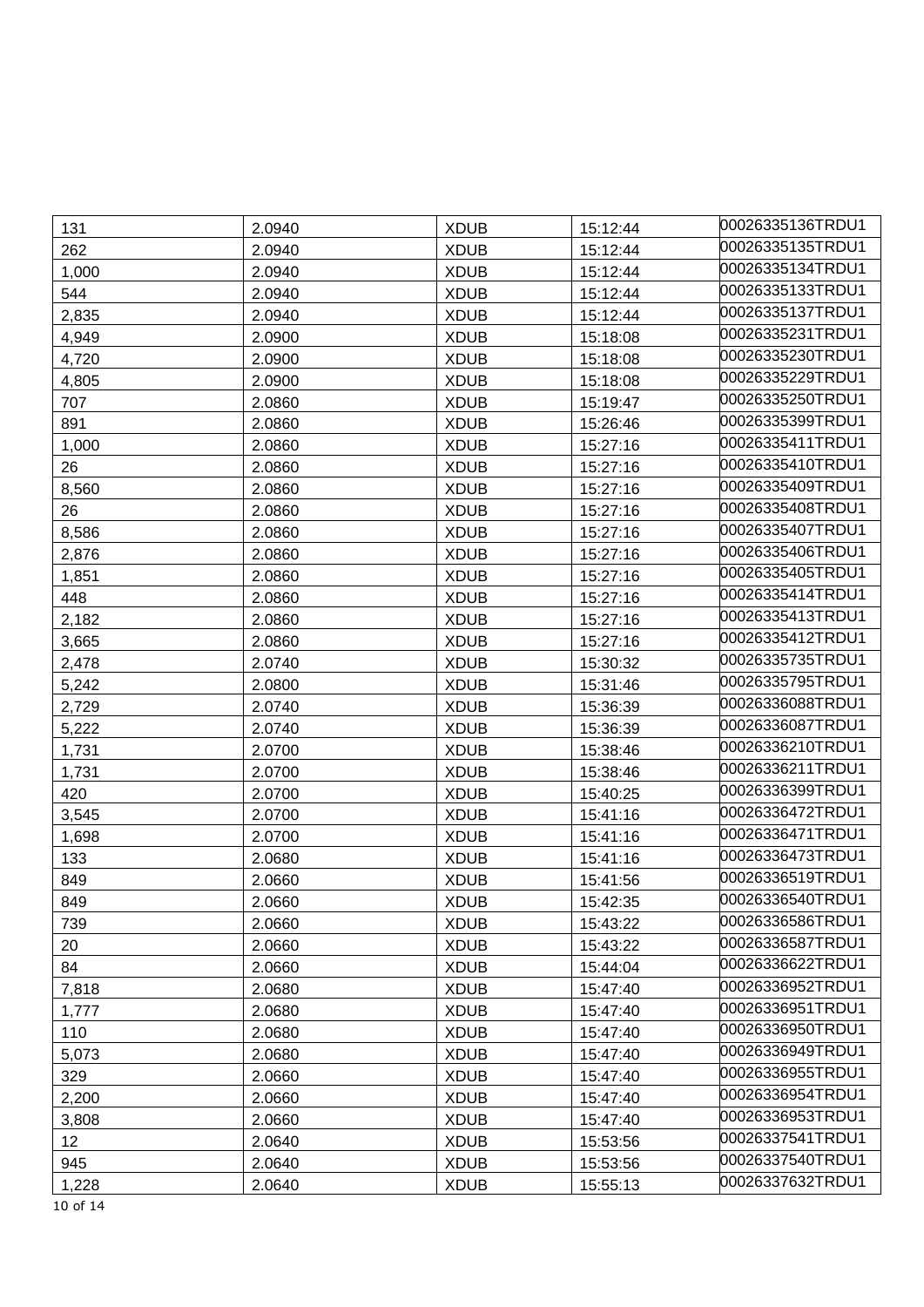| 131 | 2.0940 | XDUB | 15:12:44 | 00026335136TRDU1 |
|---|---|---|---|---|
| 262 | 2.0940 | XDUB | 15:12:44 | 00026335135TRDU1 |
| 1,000 | 2.0940 | XDUB | 15:12:44 | 00026335134TRDU1 |
| 544 | 2.0940 | XDUB | 15:12:44 | 00026335133TRDU1 |
| 2,835 | 2.0940 | XDUB | 15:12:44 | 00026335137TRDU1 |
| 4,949 | 2.0900 | XDUB | 15:18:08 | 00026335231TRDU1 |
| 4,720 | 2.0900 | XDUB | 15:18:08 | 00026335230TRDU1 |
| 4,805 | 2.0900 | XDUB | 15:18:08 | 00026335229TRDU1 |
| 707 | 2.0860 | XDUB | 15:19:47 | 00026335250TRDU1 |
| 891 | 2.0860 | XDUB | 15:26:46 | 00026335399TRDU1 |
| 1,000 | 2.0860 | XDUB | 15:27:16 | 00026335411TRDU1 |
| 26 | 2.0860 | XDUB | 15:27:16 | 00026335410TRDU1 |
| 8,560 | 2.0860 | XDUB | 15:27:16 | 00026335409TRDU1 |
| 26 | 2.0860 | XDUB | 15:27:16 | 00026335408TRDU1 |
| 8,586 | 2.0860 | XDUB | 15:27:16 | 00026335407TRDU1 |
| 2,876 | 2.0860 | XDUB | 15:27:16 | 00026335406TRDU1 |
| 1,851 | 2.0860 | XDUB | 15:27:16 | 00026335405TRDU1 |
| 448 | 2.0860 | XDUB | 15:27:16 | 00026335414TRDU1 |
| 2,182 | 2.0860 | XDUB | 15:27:16 | 00026335413TRDU1 |
| 3,665 | 2.0860 | XDUB | 15:27:16 | 00026335412TRDU1 |
| 2,478 | 2.0740 | XDUB | 15:30:32 | 00026335735TRDU1 |
| 5,242 | 2.0800 | XDUB | 15:31:46 | 00026335795TRDU1 |
| 2,729 | 2.0740 | XDUB | 15:36:39 | 00026336088TRDU1 |
| 5,222 | 2.0740 | XDUB | 15:36:39 | 00026336087TRDU1 |
| 1,731 | 2.0700 | XDUB | 15:38:46 | 00026336210TRDU1 |
| 1,731 | 2.0700 | XDUB | 15:38:46 | 00026336211TRDU1 |
| 420 | 2.0700 | XDUB | 15:40:25 | 00026336399TRDU1 |
| 3,545 | 2.0700 | XDUB | 15:41:16 | 00026336472TRDU1 |
| 1,698 | 2.0700 | XDUB | 15:41:16 | 00026336471TRDU1 |
| 133 | 2.0680 | XDUB | 15:41:16 | 00026336473TRDU1 |
| 849 | 2.0660 | XDUB | 15:41:56 | 00026336519TRDU1 |
| 849 | 2.0660 | XDUB | 15:42:35 | 00026336540TRDU1 |
| 739 | 2.0660 | XDUB | 15:43:22 | 00026336586TRDU1 |
| 20 | 2.0660 | XDUB | 15:43:22 | 00026336587TRDU1 |
| 84 | 2.0660 | XDUB | 15:44:04 | 00026336622TRDU1 |
| 7,818 | 2.0680 | XDUB | 15:47:40 | 00026336952TRDU1 |
| 1,777 | 2.0680 | XDUB | 15:47:40 | 00026336951TRDU1 |
| 110 | 2.0680 | XDUB | 15:47:40 | 00026336950TRDU1 |
| 5,073 | 2.0680 | XDUB | 15:47:40 | 00026336949TRDU1 |
| 329 | 2.0660 | XDUB | 15:47:40 | 00026336955TRDU1 |
| 2,200 | 2.0660 | XDUB | 15:47:40 | 00026336954TRDU1 |
| 3,808 | 2.0660 | XDUB | 15:47:40 | 00026336953TRDU1 |
| 12 | 2.0640 | XDUB | 15:53:56 | 00026337541TRDU1 |
| 945 | 2.0640 | XDUB | 15:53:56 | 00026337540TRDU1 |
| 1,228 | 2.0640 | XDUB | 15:55:13 | 00026337632TRDU1 |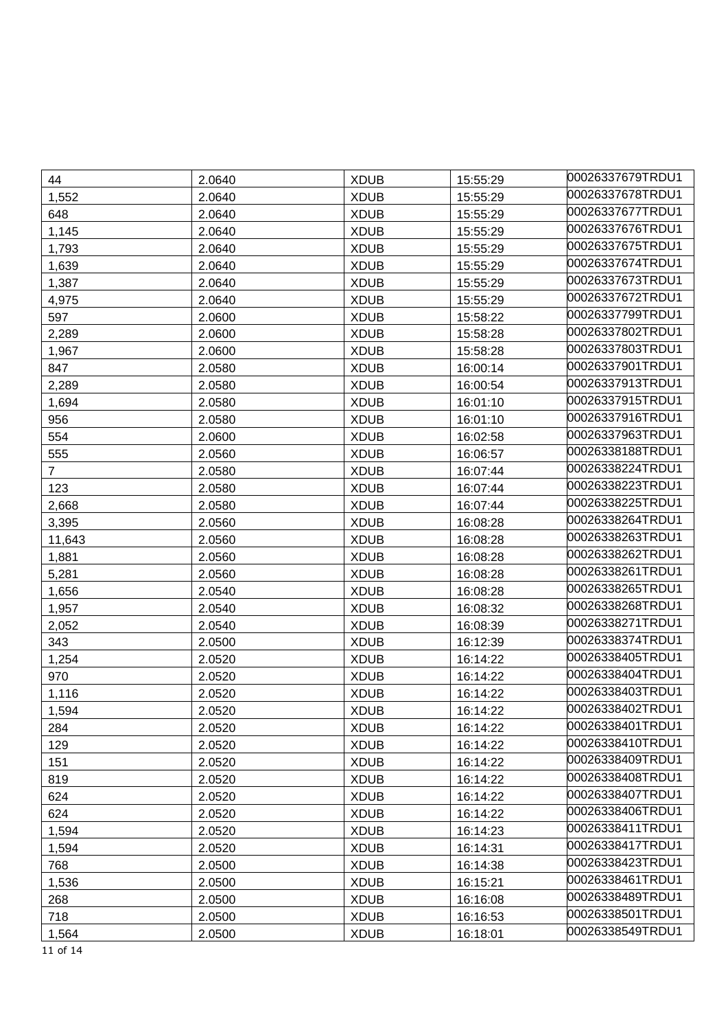| 44 | 2.0640 | XDUB | 15:55:29 | 00026337679TRDU1 |
|---|---|---|---|---|
| 1,552 | 2.0640 | XDUB | 15:55:29 | 00026337678TRDU1 |
| 648 | 2.0640 | XDUB | 15:55:29 | 00026337677TRDU1 |
| 1,145 | 2.0640 | XDUB | 15:55:29 | 00026337676TRDU1 |
| 1,793 | 2.0640 | XDUB | 15:55:29 | 00026337675TRDU1 |
| 1,639 | 2.0640 | XDUB | 15:55:29 | 00026337674TRDU1 |
| 1,387 | 2.0640 | XDUB | 15:55:29 | 00026337673TRDU1 |
| 4,975 | 2.0640 | XDUB | 15:55:29 | 00026337672TRDU1 |
| 597 | 2.0600 | XDUB | 15:58:22 | 00026337799TRDU1 |
| 2,289 | 2.0600 | XDUB | 15:58:28 | 00026337802TRDU1 |
| 1,967 | 2.0600 | XDUB | 15:58:28 | 00026337803TRDU1 |
| 847 | 2.0580 | XDUB | 16:00:14 | 00026337901TRDU1 |
| 2,289 | 2.0580 | XDUB | 16:00:54 | 00026337913TRDU1 |
| 1,694 | 2.0580 | XDUB | 16:01:10 | 00026337915TRDU1 |
| 956 | 2.0580 | XDUB | 16:01:10 | 00026337916TRDU1 |
| 554 | 2.0600 | XDUB | 16:02:58 | 00026337963TRDU1 |
| 555 | 2.0560 | XDUB | 16:06:57 | 00026338188TRDU1 |
| 7 | 2.0580 | XDUB | 16:07:44 | 00026338224TRDU1 |
| 123 | 2.0580 | XDUB | 16:07:44 | 00026338223TRDU1 |
| 2,668 | 2.0580 | XDUB | 16:07:44 | 00026338225TRDU1 |
| 3,395 | 2.0560 | XDUB | 16:08:28 | 00026338264TRDU1 |
| 11,643 | 2.0560 | XDUB | 16:08:28 | 00026338263TRDU1 |
| 1,881 | 2.0560 | XDUB | 16:08:28 | 00026338262TRDU1 |
| 5,281 | 2.0560 | XDUB | 16:08:28 | 00026338261TRDU1 |
| 1,656 | 2.0540 | XDUB | 16:08:28 | 00026338265TRDU1 |
| 1,957 | 2.0540 | XDUB | 16:08:32 | 00026338268TRDU1 |
| 2,052 | 2.0540 | XDUB | 16:08:39 | 00026338271TRDU1 |
| 343 | 2.0500 | XDUB | 16:12:39 | 00026338374TRDU1 |
| 1,254 | 2.0520 | XDUB | 16:14:22 | 00026338405TRDU1 |
| 970 | 2.0520 | XDUB | 16:14:22 | 00026338404TRDU1 |
| 1,116 | 2.0520 | XDUB | 16:14:22 | 00026338403TRDU1 |
| 1,594 | 2.0520 | XDUB | 16:14:22 | 00026338402TRDU1 |
| 284 | 2.0520 | XDUB | 16:14:22 | 00026338401TRDU1 |
| 129 | 2.0520 | XDUB | 16:14:22 | 00026338410TRDU1 |
| 151 | 2.0520 | XDUB | 16:14:22 | 00026338409TRDU1 |
| 819 | 2.0520 | XDUB | 16:14:22 | 00026338408TRDU1 |
| 624 | 2.0520 | XDUB | 16:14:22 | 00026338407TRDU1 |
| 624 | 2.0520 | XDUB | 16:14:22 | 00026338406TRDU1 |
| 1,594 | 2.0520 | XDUB | 16:14:23 | 00026338411TRDU1 |
| 1,594 | 2.0520 | XDUB | 16:14:31 | 00026338417TRDU1 |
| 768 | 2.0500 | XDUB | 16:14:38 | 00026338423TRDU1 |
| 1,536 | 2.0500 | XDUB | 16:15:21 | 00026338461TRDU1 |
| 268 | 2.0500 | XDUB | 16:16:08 | 00026338489TRDU1 |
| 718 | 2.0500 | XDUB | 16:16:53 | 00026338501TRDU1 |
| 1,564 | 2.0500 | XDUB | 16:18:01 | 00026338549TRDU1 |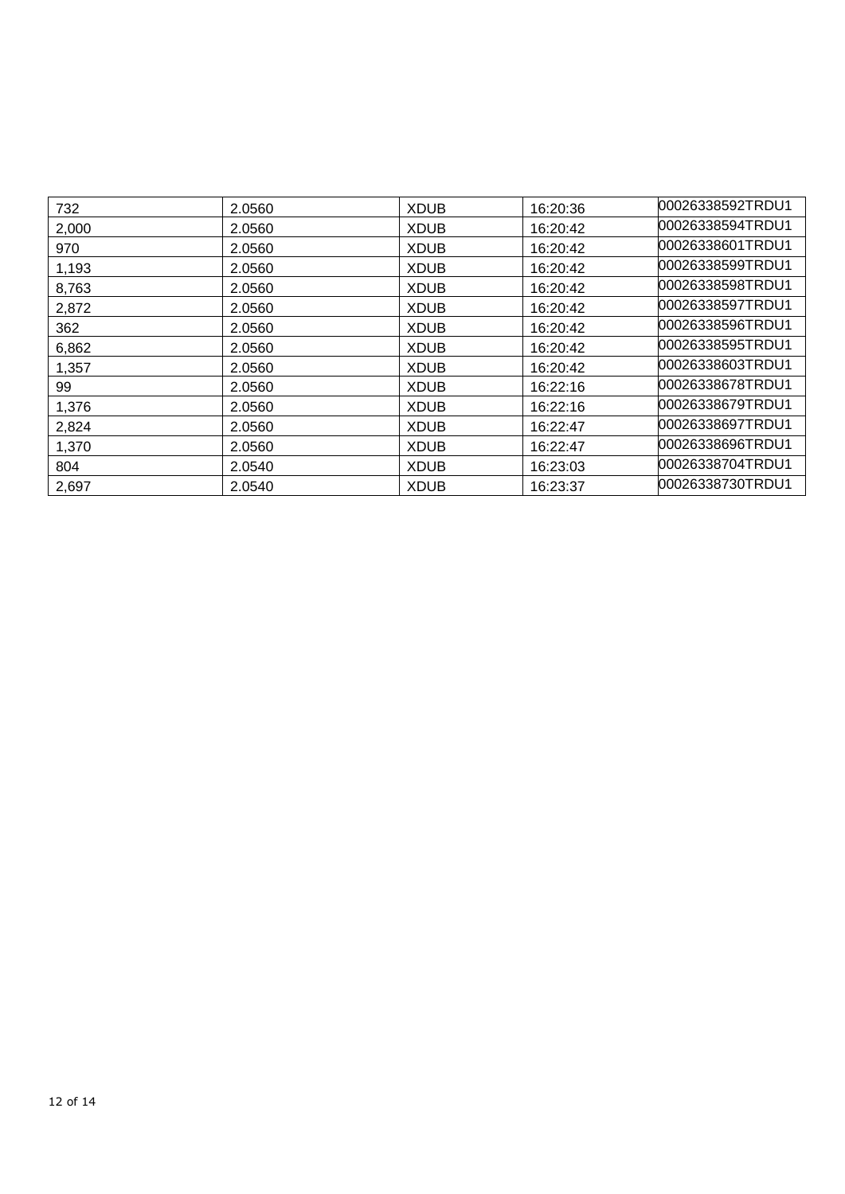| | | | | |
|---|---|---|---|---|
| 732 | 2.0560 | XDUB | 16:20:36 | 00026338592TRDU1 |
| 2,000 | 2.0560 | XDUB | 16:20:42 | 00026338594TRDU1 |
| 970 | 2.0560 | XDUB | 16:20:42 | 00026338601TRDU1 |
| 1,193 | 2.0560 | XDUB | 16:20:42 | 00026338599TRDU1 |
| 8,763 | 2.0560 | XDUB | 16:20:42 | 00026338598TRDU1 |
| 2,872 | 2.0560 | XDUB | 16:20:42 | 00026338597TRDU1 |
| 362 | 2.0560 | XDUB | 16:20:42 | 00026338596TRDU1 |
| 6,862 | 2.0560 | XDUB | 16:20:42 | 00026338595TRDU1 |
| 1,357 | 2.0560 | XDUB | 16:20:42 | 00026338603TRDU1 |
| 99 | 2.0560 | XDUB | 16:22:16 | 00026338678TRDU1 |
| 1,376 | 2.0560 | XDUB | 16:22:16 | 00026338679TRDU1 |
| 2,824 | 2.0560 | XDUB | 16:22:47 | 00026338697TRDU1 |
| 1,370 | 2.0560 | XDUB | 16:22:47 | 00026338696TRDU1 |
| 804 | 2.0540 | XDUB | 16:23:03 | 00026338704TRDU1 |
| 2,697 | 2.0540 | XDUB | 16:23:37 | 00026338730TRDU1 |